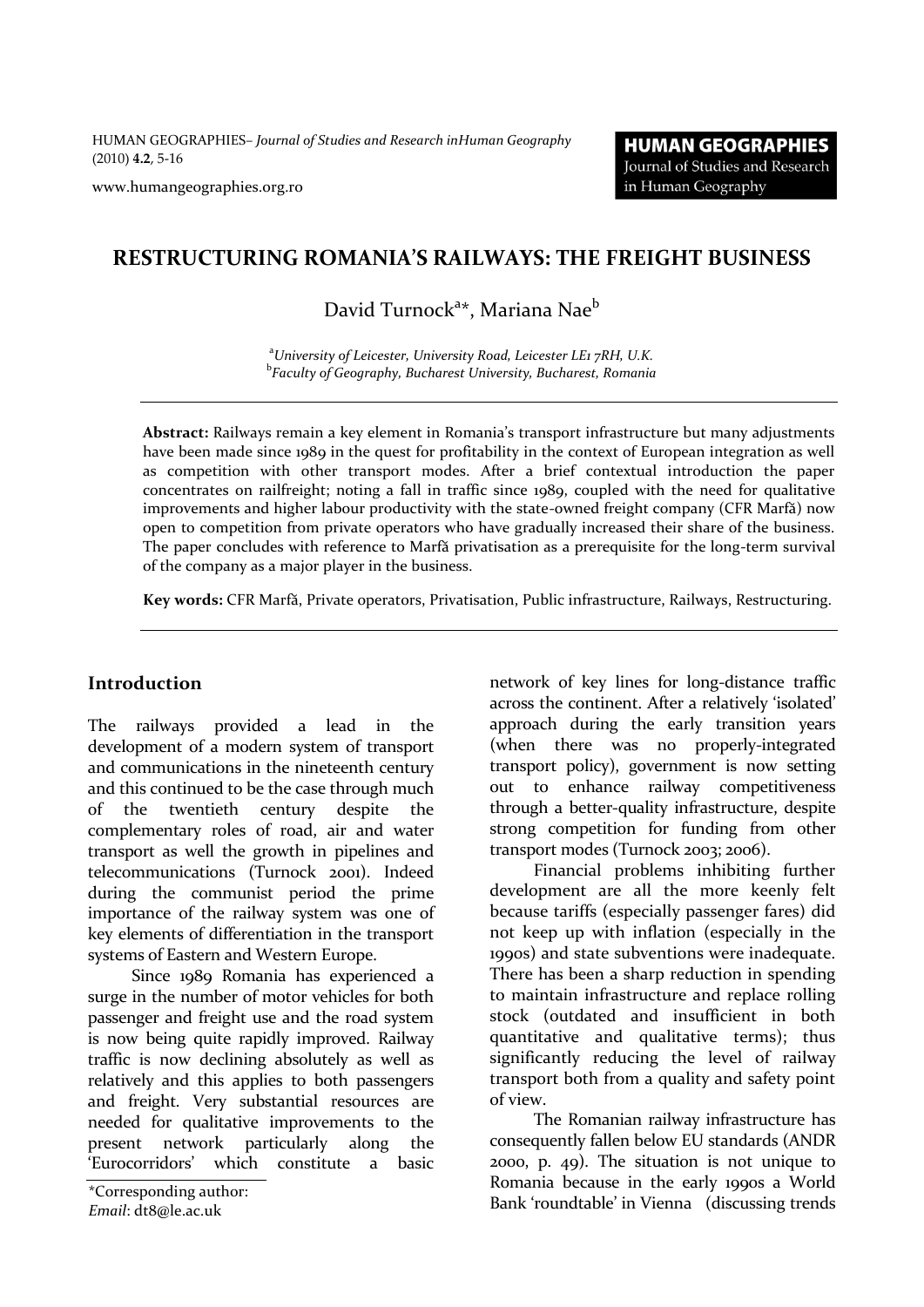# RESTRUCTURING ROMANIA'S RAILWAYS: THE FREIGHT BUSINESS

David Turnock[a]*, Mariana Nae[b]

[a]*University of Leicester, University Road, Leicester LE1 7RH, U.K.*
[b]*Faculty of Geography, Bucharest University, Bucharest, Romania*

**Abstract:** Railways remain a key element in Romania's transport infrastructure but many adjustments have been made since 1989 in the quest for profitability in the context of European integration as well as competition with other transport modes. After a brief contextual introduction the paper concentrates on railfreight; noting a fall in traffic since 1989, coupled with the need for qualitative improvements and higher labour productivity with the state-owned freight company (CFR Marfă) now open to competition from private operators who have gradually increased their share of the business. The paper concludes with reference to Marfă privatisation as a prerequisite for the long-term survival of the company as a major player in the business.

**Key words:** CFR Marfă, Private operators, Privatisation, Public infrastructure, Railways, Restructuring.

## Introduction

The railways provided a lead in the development of a modern system of transport and communications in the nineteenth century and this continued to be the case through much of the twentieth century despite the complementary roles of road, air and water transport as well the growth in pipelines and telecommunications (Turnock 2001). Indeed during the communist period the prime importance of the railway system was one of key elements of differentiation in the transport systems of Eastern and Western Europe.

Since 1989 Romania has experienced a surge in the number of motor vehicles for both passenger and freight use and the road system is now being quite rapidly improved. Railway traffic is now declining absolutely as well as relatively and this applies to both passengers and freight. Very substantial resources are needed for qualitative improvements to the present network particularly along the 'Eurocorridors' which constitute a basic network of key lines for long-distance traffic across the continent. After a relatively 'isolated' approach during the early transition years (when there was no properly-integrated transport policy), government is now setting out to enhance railway competitiveness through a better-quality infrastructure, despite strong competition for funding from other transport modes (Turnock 2003; 2006).

Financial problems inhibiting further development are all the more keenly felt because tariffs (especially passenger fares) did not keep up with inflation (especially in the 1990s) and state subventions were inadequate. There has been a sharp reduction in spending to maintain infrastructure and replace rolling stock (outdated and insufficient in both quantitative and qualitative terms); thus significantly reducing the level of railway transport both from a quality and safety point of view.

The Romanian railway infrastructure has consequently fallen below EU standards (ANDR 2000, p. 49). The situation is not unique to Romania because in the early 1990s a World Bank 'roundtable' in Vienna (discussing trends

*Corresponding author:
*Email*: dt8@le.ac.uk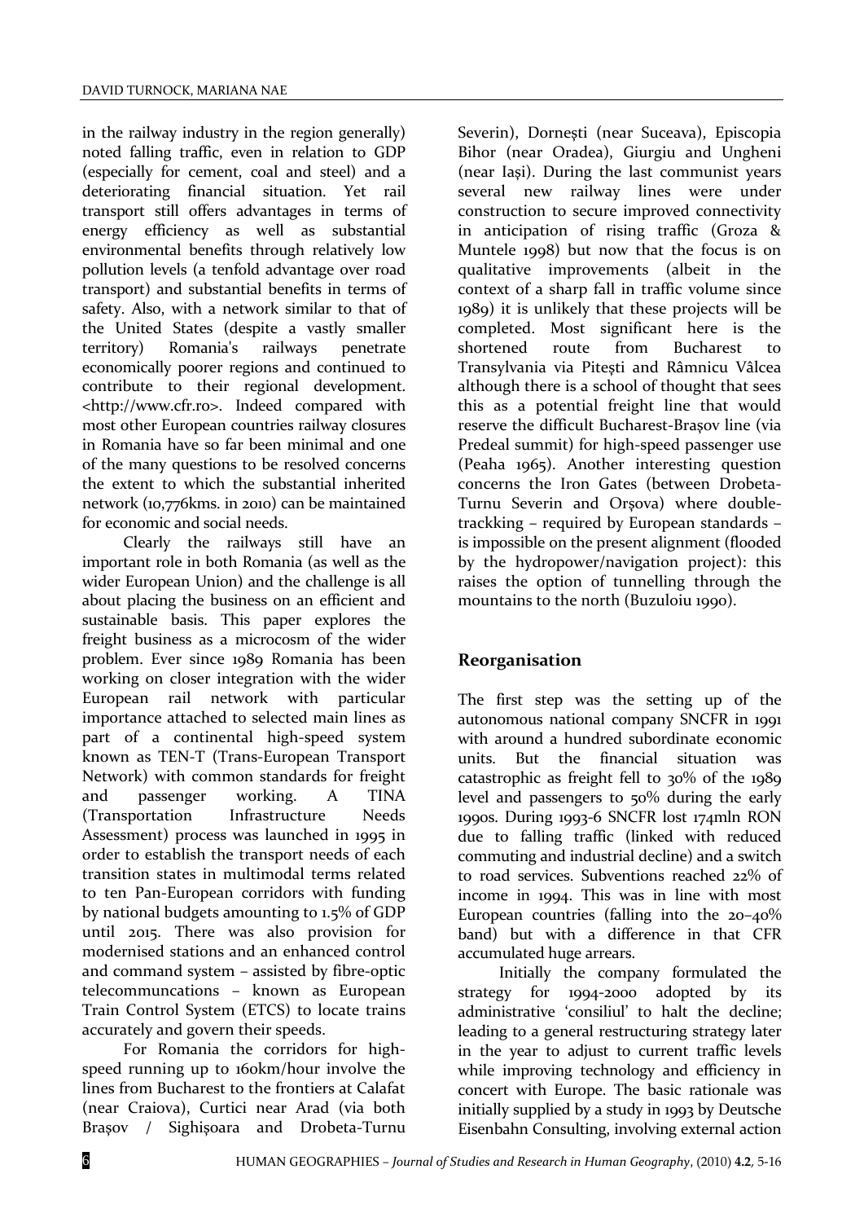in the railway industry in the region generally) noted falling traffic, even in relation to GDP (especially for cement, coal and steel) and a deteriorating financial situation. Yet rail transport still offers advantages in terms of energy efficiency as well as substantial environmental benefits through relatively low pollution levels (a tenfold advantage over road transport) and substantial benefits in terms of safety. Also, with a network similar to that of the United States (despite a vastly smaller territory) Romania's railways penetrate economically poorer regions and continued to contribute to their regional development. <http://www.cfr.ro>. Indeed compared with most other European countries railway closures in Romania have so far been minimal and one of the many questions to be resolved concerns the extent to which the substantial inherited network (10,776kms. in 2010) can be maintained for economic and social needs.

Clearly the railways still have an important role in both Romania (as well as the wider European Union) and the challenge is all about placing the business on an efficient and sustainable basis. This paper explores the freight business as a microcosm of the wider problem. Ever since 1989 Romania has been working on closer integration with the wider European rail network with particular importance attached to selected main lines as part of a continental high-speed system known as TEN-T (Trans-European Transport Network) with common standards for freight and passenger working. A TINA (Transportation Infrastructure Needs Assessment) process was launched in 1995 in order to establish the transport needs of each transition states in multimodal terms related to ten Pan-European corridors with funding by national budgets amounting to 1.5% of GDP until 2015. There was also provision for modernised stations and an enhanced control and command system – assisted by fibre-optic telecommuncations – known as European Train Control System (ETCS) to locate trains accurately and govern their speeds.

For Romania the corridors for high-speed running up to 160km/hour involve the lines from Bucharest to the frontiers at Calafat (near Craiova), Curtici near Arad (via both Brașov / Sighișoara and Drobeta-Turnu Severin), Dornești (near Suceava), Episcopia Bihor (near Oradea), Giurgiu and Ungheni (near Iași). During the last communist years several new railway lines were under construction to secure improved connectivity in anticipation of rising traffic (Groza & Muntele 1998) but now that the focus is on qualitative improvements (albeit in the context of a sharp fall in traffic volume since 1989) it is unlikely that these projects will be completed. Most significant here is the shortened route from Bucharest to Transylvania via Pitești and Râmnicu Vâlcea although there is a school of thought that sees this as a potential freight line that would reserve the difficult Bucharest-Brașov line (via Predeal summit) for high-speed passenger use (Peaha 1965). Another interesting question concerns the Iron Gates (between Drobeta-Turnu Severin and Orșova) where double-trackking – required by European standards – is impossible on the present alignment (flooded by the hydropower/navigation project): this raises the option of tunnelling through the mountains to the north (Buzuloiu 1990).

## Reorganisation

The first step was the setting up of the autonomous national company SNCFR in 1991 with around a hundred subordinate economic units. But the financial situation was catastrophic as freight fell to 30% of the 1989 level and passengers to 50% during the early 1990s. During 1993-6 SNCFR lost 174mln RON due to falling traffic (linked with reduced commuting and industrial decline) and a switch to road services. Subventions reached 22% of income in 1994. This was in line with most European countries (falling into the 20–40% band) but with a difference in that CFR accumulated huge arrears.

Initially the company formulated the strategy for 1994-2000 adopted by its administrative 'consiliul' to halt the decline; leading to a general restructuring strategy later in the year to adjust to current traffic levels while improving technology and efficiency in concert with Europe. The basic rationale was initially supplied by a study in 1993 by Deutsche Eisenbahn Consulting, involving external action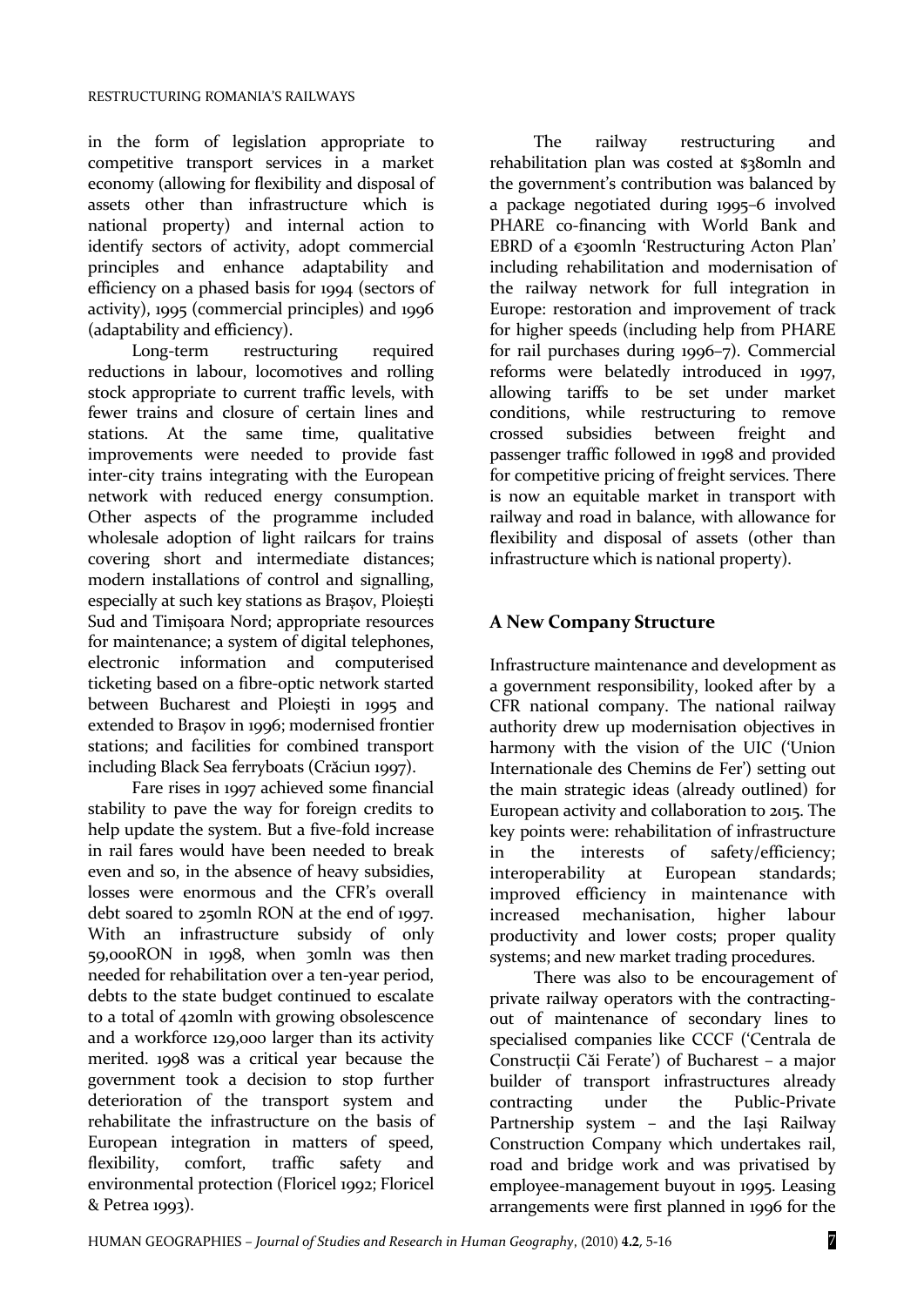in the form of legislation appropriate to competitive transport services in a market economy (allowing for flexibility and disposal of assets other than infrastructure which is national property) and internal action to identify sectors of activity, adopt commercial principles and enhance adaptability and efficiency on a phased basis for 1994 (sectors of activity), 1995 (commercial principles) and 1996 (adaptability and efficiency).

Long-term restructuring required reductions in labour, locomotives and rolling stock appropriate to current traffic levels, with fewer trains and closure of certain lines and stations. At the same time, qualitative improvements were needed to provide fast inter-city trains integrating with the European network with reduced energy consumption. Other aspects of the programme included wholesale adoption of light railcars for trains covering short and intermediate distances; modern installations of control and signalling, especially at such key stations as Brașov, Ploiești Sud and Timișoara Nord; appropriate resources for maintenance; a system of digital telephones, electronic information and computerised ticketing based on a fibre-optic network started between Bucharest and Ploiești in 1995 and extended to Brașov in 1996; modernised frontier stations; and facilities for combined transport including Black Sea ferryboats (Crăciun 1997).

Fare rises in 1997 achieved some financial stability to pave the way for foreign credits to help update the system. But a five-fold increase in rail fares would have been needed to break even and so, in the absence of heavy subsidies, losses were enormous and the CFR's overall debt soared to 250mln RON at the end of 1997. With an infrastructure subsidy of only 59,000RON in 1998, when 30mln was then needed for rehabilitation over a ten-year period, debts to the state budget continued to escalate to a total of 420mln with growing obsolescence and a workforce 129,000 larger than its activity merited. 1998 was a critical year because the government took a decision to stop further deterioration of the transport system and rehabilitate the infrastructure on the basis of European integration in matters of speed, flexibility, comfort, traffic safety and environmental protection (Floricel 1992; Floricel & Petrea 1993).

The railway restructuring and rehabilitation plan was costed at $380mln and the government's contribution was balanced by a package negotiated during 1995–6 involved PHARE co-financing with World Bank and EBRD of a €300mln 'Restructuring Acton Plan' including rehabilitation and modernisation of the railway network for full integration in Europe: restoration and improvement of track for higher speeds (including help from PHARE for rail purchases during 1996–7). Commercial reforms were belatedly introduced in 1997, allowing tariffs to be set under market conditions, while restructuring to remove crossed subsidies between freight and passenger traffic followed in 1998 and provided for competitive pricing of freight services. There is now an equitable market in transport with railway and road in balance, with allowance for flexibility and disposal of assets (other than infrastructure which is national property).

## A New Company Structure

Infrastructure maintenance and development as a government responsibility, looked after by a CFR national company. The national railway authority drew up modernisation objectives in harmony with the vision of the UIC ('Union Internationale des Chemins de Fer') setting out the main strategic ideas (already outlined) for European activity and collaboration to 2015. The key points were: rehabilitation of infrastructure in the interests of safety/efficiency; interoperability at European standards; improved efficiency in maintenance with increased mechanisation, higher labour productivity and lower costs; proper quality systems; and new market trading procedures.

There was also to be encouragement of private railway operators with the contracting-out of maintenance of secondary lines to specialised companies like CCCF ('Centrala de Construcții Căi Ferate') of Bucharest – a major builder of transport infrastructures already contracting under the Public-Private Partnership system – and the Iași Railway Construction Company which undertakes rail, road and bridge work and was privatised by employee-management buyout in 1995. Leasing arrangements were first planned in 1996 for the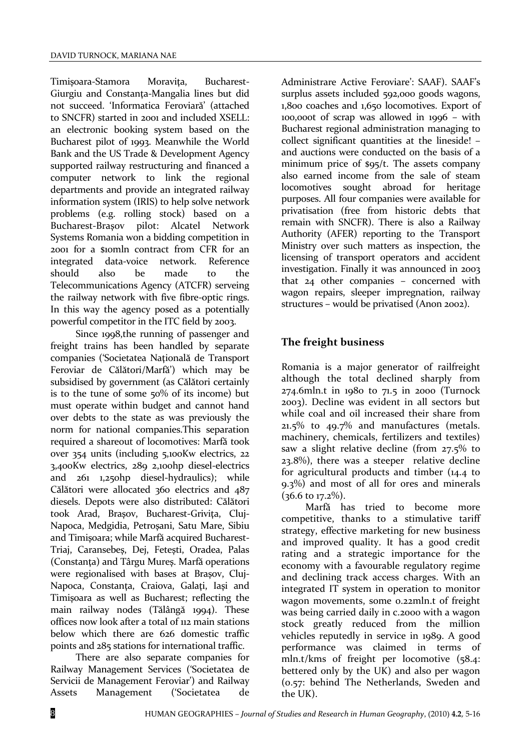Timişoara-Stamora Moraviţa, Bucharest-Giurgiu and Constanţa-Mangalia lines but did not succeed. 'Informatica Feroviară' (attached to SNCFR) started in 2001 and included XSELL: an electronic booking system based on the Bucharest pilot of 1993. Meanwhile the World Bank and the US Trade & Development Agency supported railway restructuring and financed a computer network to link the regional departments and provide an integrated railway information system (IRIS) to help solve network problems (e.g. rolling stock) based on a Bucharest-Braşov pilot: Alcatel Network Systems Romania won a bidding competition in 2001 for a $10mln contract from CFR for an integrated data-voice network. Reference should also be made to the Telecommunications Agency (ATCFR) serveing the railway network with five fibre-optic rings. In this way the agency posed as a potentially powerful competitor in the ITC field by 2003.

Since 1998,the running of passenger and freight trains has been handled by separate companies ('Societatea Naţională de Transport Feroviar de Călători/Marfă') which may be subsidised by government (as Călători certainly is to the tune of some 50% of its income) but must operate within budget and cannot hand over debts to the state as was previously the norm for national companies.This separation required a shareout of locomotives: Marfă took over 354 units (including 5,100Kw electrics, 22 3,400Kw electrics, 289 2,100hp diesel-electrics and 261 1,250hp diesel-hydraulics); while Călători were allocated 360 electrics and 487 diesels. Depots were also distributed: Călători took Arad, Braşov, Bucharest-Griviţa, Cluj-Napoca, Medgidia, Petroşani, Satu Mare, Sibiu and Timişoara; while Marfă acquired Bucharest-Triaj, Caransebeş, Dej, Feteşti, Oradea, Palas (Constanţa) and Târgu Mureş. Marfă operations were regionalised with bases at Braşov, Cluj-Napoca, Constanţa, Craiova, Galaţi, Iaşi and Timişoara as well as Bucharest; reflecting the main railway nodes (Tălângă 1994). These offices now look after a total of 112 main stations below which there are 626 domestic traffic points and 285 stations for international traffic.

There are also separate companies for Railway Management Services ('Societatea de Servicii de Management Feroviar') and Railway Assets Management ('Societatea de Administrare Active Feroviare': SAAF). SAAF's surplus assets included 592,000 goods wagons, 1,800 coaches and 1,650 locomotives. Export of 100,000t of scrap was allowed in 1996 – with Bucharest regional administration managing to collect significant quantities at the lineside! – and auctions were conducted on the basis of a minimum price of $95/t. The assets company also earned income from the sale of steam locomotives sought abroad for heritage purposes. All four companies were available for privatisation (free from historic debts that remain with SNCFR). There is also a Railway Authority (AFER) reporting to the Transport Ministry over such matters as inspection, the licensing of transport operators and accident investigation. Finally it was announced in 2003 that 24 other companies – concerned with wagon repairs, sleeper impregnation, railway structures – would be privatised (Anon 2002).

## The freight business

Romania is a major generator of railfreight although the total declined sharply from 274.6mln.t in 1980 to 71.5 in 2000 (Turnock 2003). Decline was evident in all sectors but while coal and oil increased their share from 21.5% to 49.7% and manufactures (metals. machinery, chemicals, fertilizers and textiles) saw a slight relative decline (from 27.5% to 23.8%), there was a steeper relative decline for agricultural products and timber (14.4 to 9.3%) and most of all for ores and minerals (36.6 to 17.2%).

Marfă has tried to become more competitive, thanks to a stimulative tariff strategy, effective marketing for new business and improved quality. It has a good credit rating and a strategic importance for the economy with a favourable regulatory regime and declining track access charges. With an integrated IT system in operation to monitor wagon movements, some 0.22mln.t of freight was being carried daily in c.2000 with a wagon stock greatly reduced from the million vehicles reputedly in service in 1989. A good performance was claimed in terms of mln.t/kms of freight per locomotive (58.4: bettered only by the UK) and also per wagon (0.57: behind The Netherlands, Sweden and the UK).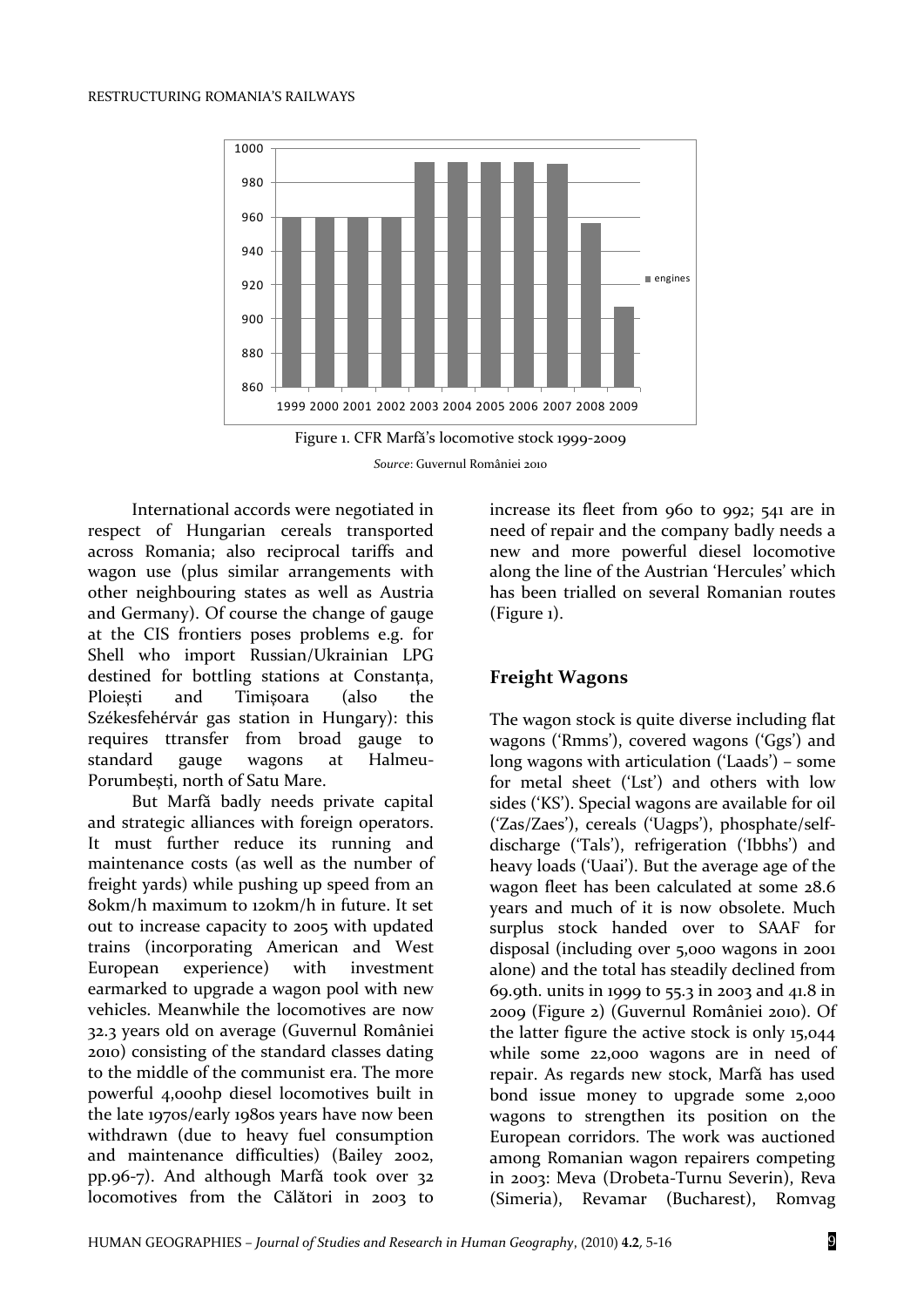Figure 1. CFR Marfă's locomotive stock 1999-2009

*Source*: Guvernul României 2010

International accords were negotiated in respect of Hungarian cereals transported across Romania; also reciprocal tariffs and wagon use (plus similar arrangements with other neighbouring states as well as Austria and Germany). Of course the change of gauge at the CIS frontiers poses problems e.g. for Shell who import Russian/Ukrainian LPG destined for bottling stations at Constanța, Ploiești and Timișoara (also the Székesfehérvár gas station in Hungary): this requires ttransfer from broad gauge to standard gauge wagons at Halmeu-Porumbești, north of Satu Mare.

But Marfă badly needs private capital and strategic alliances with foreign operators. It must further reduce its running and maintenance costs (as well as the number of freight yards) while pushing up speed from an 80km/h maximum to 120km/h in future. It set out to increase capacity to 2005 with updated trains (incorporating American and West European experience) with investment earmarked to upgrade a wagon pool with new vehicles. Meanwhile the locomotives are now 32.3 years old on average (Guvernul României 2010) consisting of the standard classes dating to the middle of the communist era. The more powerful 4,000hp diesel locomotives built in the late 1970s/early 1980s years have now been withdrawn (due to heavy fuel consumption and maintenance difficulties) (Bailey 2002, pp.96-7). And although Marfă took over 32 locomotives from the Călători in 2003 to increase its fleet from 960 to 992; 541 are in need of repair and the company badly needs a new and more powerful diesel locomotive along the line of the Austrian 'Hercules' which has been trialled on several Romanian routes (Figure 1).

## Freight Wagons

The wagon stock is quite diverse including flat wagons ('Rmms'), covered wagons ('Ggs') and long wagons with articulation ('Laads') – some for metal sheet ('Lst') and others with low sides ('KS'). Special wagons are available for oil ('Zas/Zaes'), cereals ('Uagps'), phosphate/self-discharge ('Tals'), refrigeration ('Ibbhs') and heavy loads ('Uaai'). But the average age of the wagon fleet has been calculated at some 28.6 years and much of it is now obsolete. Much surplus stock handed over to SAAF for disposal (including over 5,000 wagons in 2001 alone) and the total has steadily declined from 69.9th. units in 1999 to 55.3 in 2003 and 41.8 in 2009 (Figure 2) (Guvernul României 2010). Of the latter figure the active stock is only 15,044 while some 22,000 wagons are in need of repair. As regards new stock, Marfă has used bond issue money to upgrade some 2,000 wagons to strengthen its position on the European corridors. The work was auctioned among Romanian wagon repairers competing in 2003: Meva (Drobeta-Turnu Severin), Reva (Simeria), Revamar (Bucharest), Romvag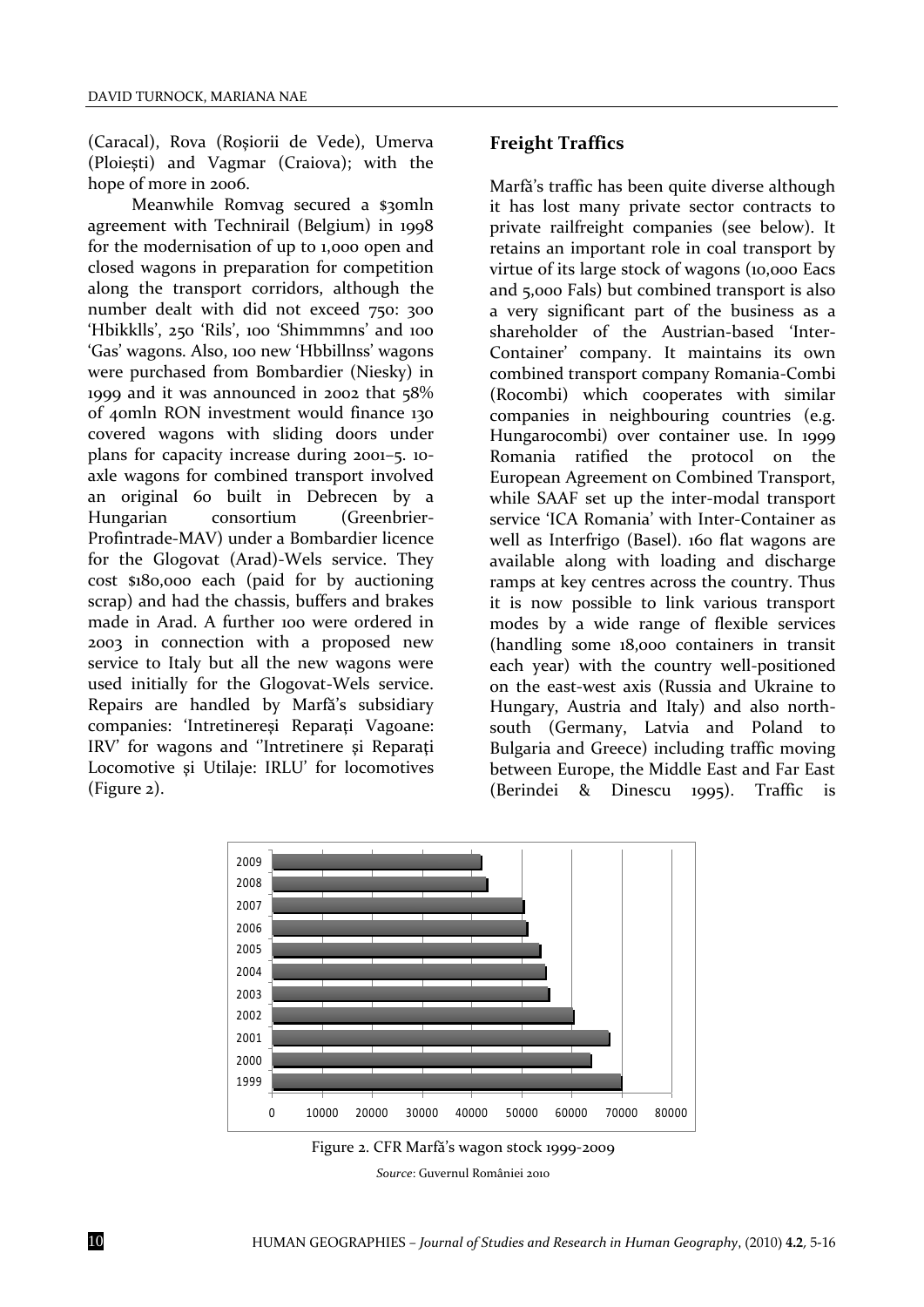(Caracal), Rova (Roșiorii de Vede), Umerva (Ploiești) and Vagmar (Craiova); with the hope of more in 2006.

Meanwhile Romvag secured a $30mln agreement with Technirail (Belgium) in 1998 for the modernisation of up to 1,000 open and closed wagons in preparation for competition along the transport corridors, although the number dealt with did not exceed 750: 300 'Hbikklls', 250 'Rils', 100 'Shimmmns' and 100 'Gas' wagons. Also, 100 new 'Hbbillnss' wagons were purchased from Bombardier (Niesky) in 1999 and it was announced in 2002 that 58% of 40mln RON investment would finance 130 covered wagons with sliding doors under plans for capacity increase during 2001–5. 10-axle wagons for combined transport involved an original 60 built in Debrecen by a Hungarian consortium (Greenbrier-Profintrade-MAV) under a Bombardier licence for the Glogovat (Arad)-Wels service. They cost $180,000 each (paid for by auctioning scrap) and had the chassis, buffers and brakes made in Arad. A further 100 were ordered in 2003 in connection with a proposed new service to Italy but all the new wagons were used initially for the Glogovat-Wels service. Repairs are handled by Marfă's subsidiary companies: 'Intretinereși Reparați Vagoane: IRV' for wagons and ''Intretinere și Reparați Locomotive și Utilaje: IRLU' for locomotives (Figure 2).

## Freight Traffics

Marfă's traffic has been quite diverse although it has lost many private sector contracts to private railfreight companies (see below). It retains an important role in coal transport by virtue of its large stock of wagons (10,000 Eacs and 5,000 Fals) but combined transport is also a very significant part of the business as a shareholder of the Austrian-based 'Inter-Container' company. It maintains its own combined transport company Romania-Combi (Rocombi) which cooperates with similar companies in neighbouring countries (e.g. Hungarocombi) over container use. In 1999 Romania ratified the protocol on the European Agreement on Combined Transport, while SAAF set up the inter-modal transport service 'ICA Romania' with Inter-Container as well as Interfrigo (Basel). 160 flat wagons are available along with loading and discharge ramps at key centres across the country. Thus it is now possible to link various transport modes by a wide range of flexible services (handling some 18,000 containers in transit each year) with the country well-positioned on the east-west axis (Russia and Ukraine to Hungary, Austria and Italy) and also north-south (Germany, Latvia and Poland to Bulgaria and Greece) including traffic moving between Europe, the Middle East and Far East (Berindei & Dinescu 1995). Traffic is

Figure 2. CFR Marfă's wagon stock 1999-2009

*Source*: Guvernul României 2010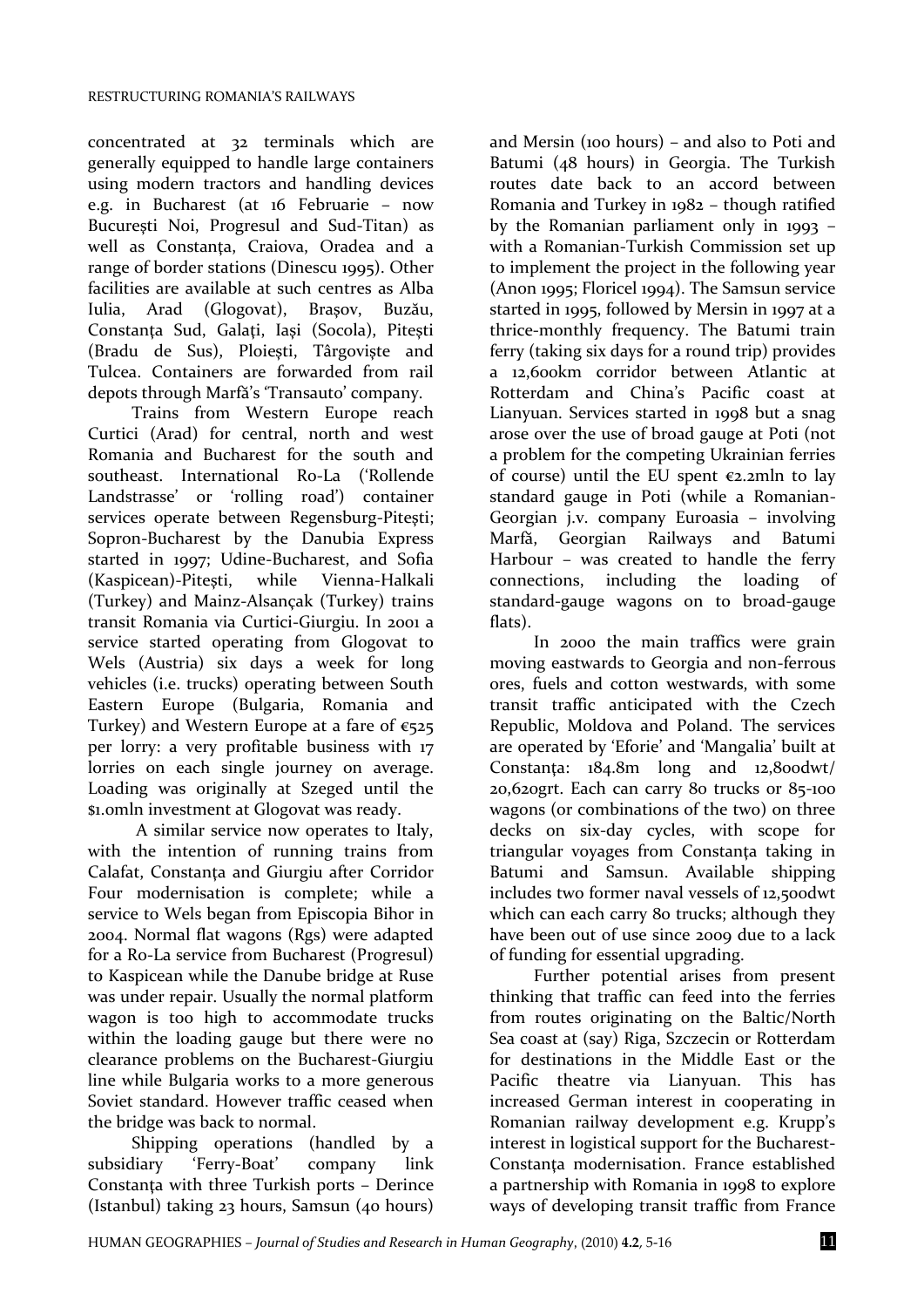concentrated at 32 terminals which are generally equipped to handle large containers using modern tractors and handling devices e.g. in Bucharest (at 16 Februarie – now București Noi, Progresul and Sud-Titan) as well as Constanța, Craiova, Oradea and a range of border stations (Dinescu 1995). Other facilities are available at such centres as Alba Iulia, Arad (Glogovat), Brașov, Buzău, Constanța Sud, Galați, Iași (Socola), Pitești (Bradu de Sus), Ploiești, Târgoviște and Tulcea. Containers are forwarded from rail depots through Marfă's 'Transauto' company.

Trains from Western Europe reach Curtici (Arad) for central, north and west Romania and Bucharest for the south and southeast. International Ro-La ('Rollende Landstrasse' or 'rolling road') container services operate between Regensburg-Pitești; Sopron-Bucharest by the Danubia Express started in 1997; Udine-Bucharest, and Sofia (Kaspicean)-Pitești, while Vienna-Halkali (Turkey) and Mainz-Alsançak (Turkey) trains transit Romania via Curtici-Giurgiu. In 2001 a service started operating from Glogovat to Wels (Austria) six days a week for long vehicles (i.e. trucks) operating between South Eastern Europe (Bulgaria, Romania and Turkey) and Western Europe at a fare of €525 per lorry: a very profitable business with 17 lorries on each single journey on average. Loading was originally at Szeged until the $1.0mln investment at Glogovat was ready.

A similar service now operates to Italy, with the intention of running trains from Calafat, Constanța and Giurgiu after Corridor Four modernisation is complete; while a service to Wels began from Episcopia Bihor in 2004. Normal flat wagons (Rgs) were adapted for a Ro-La service from Bucharest (Progresul) to Kaspicean while the Danube bridge at Ruse was under repair. Usually the normal platform wagon is too high to accommodate trucks within the loading gauge but there were no clearance problems on the Bucharest-Giurgiu line while Bulgaria works to a more generous Soviet standard. However traffic ceased when the bridge was back to normal.

Shipping operations (handled by a subsidiary 'Ferry-Boat' company link Constanța with three Turkish ports – Derince (Istanbul) taking 23 hours, Samsun (40 hours) and Mersin (100 hours) – and also to Poti and Batumi (48 hours) in Georgia. The Turkish routes date back to an accord between Romania and Turkey in 1982 – though ratified by the Romanian parliament only in 1993 – with a Romanian-Turkish Commission set up to implement the project in the following year (Anon 1995; Floricel 1994). The Samsun service started in 1995, followed by Mersin in 1997 at a thrice-monthly frequency. The Batumi train ferry (taking six days for a round trip) provides a 12,600km corridor between Atlantic at Rotterdam and China's Pacific coast at Lianyuan. Services started in 1998 but a snag arose over the use of broad gauge at Poti (not a problem for the competing Ukrainian ferries of course) until the EU spent €2.2mln to lay standard gauge in Poti (while a Romanian-Georgian j.v. company Euroasia – involving Marfă, Georgian Railways and Batumi Harbour – was created to handle the ferry connections, including the loading of standard-gauge wagons on to broad-gauge flats).

In 2000 the main traffics were grain moving eastwards to Georgia and non-ferrous ores, fuels and cotton westwards, with some transit traffic anticipated with the Czech Republic, Moldova and Poland. The services are operated by 'Eforie' and 'Mangalia' built at Constanța: 184.8m long and 12,800dwt/20,620grt. Each can carry 80 trucks or 85-100 wagons (or combinations of the two) on three decks on six-day cycles, with scope for triangular voyages from Constanța taking in Batumi and Samsun. Available shipping includes two former naval vessels of 12,500dwt which can each carry 80 trucks; although they have been out of use since 2009 due to a lack of funding for essential upgrading.

Further potential arises from present thinking that traffic can feed into the ferries from routes originating on the Baltic/North Sea coast at (say) Riga, Szczecin or Rotterdam for destinations in the Middle East or the Pacific theatre via Lianyuan. This has increased German interest in cooperating in Romanian railway development e.g. Krupp's interest in logistical support for the Bucharest-Constanța modernisation. France established a partnership with Romania in 1998 to explore ways of developing transit traffic from France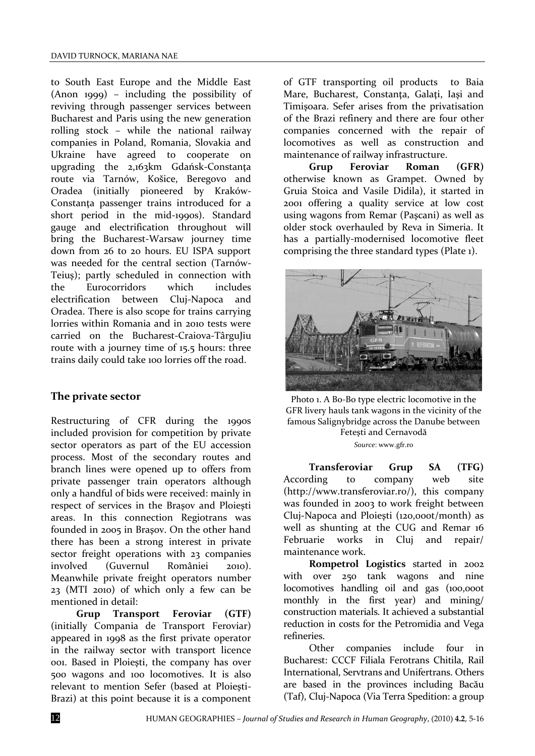to South East Europe and the Middle East (Anon 1999) – including the possibility of reviving through passenger services between Bucharest and Paris using the new generation rolling stock – while the national railway companies in Poland, Romania, Slovakia and Ukraine have agreed to cooperate on upgrading the 2,163km Gdańsk-Constanța route via Tarnów, Košice, Beregovo and Oradea (initially pioneered by Kraków-Constanța passenger trains introduced for a short period in the mid-1990s). Standard gauge and electrification throughout will bring the Bucharest-Warsaw journey time down from 26 to 20 hours. EU ISPA support was needed for the central section (Tarnów-Teiuș); partly scheduled in connection with the Eurocorridors which includes electrification between Cluj-Napoca and Oradea. There is also scope for trains carrying lorries within Romania and in 2010 tests were carried on the Bucharest-Craiova-TârguJiu route with a journey time of 15.5 hours: three trains daily could take 100 lorries off the road.

## The private sector

Restructuring of CFR during the 1990s included provision for competition by private sector operators as part of the EU accession process. Most of the secondary routes and branch lines were opened up to offers from private passenger train operators although only a handful of bids were received: mainly in respect of services in the Brașov and Ploiești areas. In this connection Regiotrans was founded in 2005 in Brașov. On the other hand there has been a strong interest in private sector freight operations with 23 companies involved (Guvernul României 2010). Meanwhile private freight operators number 23 (MTI 2010) of which only a few can be mentioned in detail:

**Grup Transport Feroviar (GTF)** (initially Compania de Transport Feroviar) appeared in 1998 as the first private operator in the railway sector with transport licence 001. Based in Ploiești, the company has over 500 wagons and 100 locomotives. It is also relevant to mention Sefer (based at Ploiești-Brazi) at this point because it is a component of GTF transporting oil products to Baia Mare, Bucharest, Constanța, Galați, Iași and Timișoara. Sefer arises from the privatisation of the Brazi refinery and there are four other companies concerned with the repair of locomotives as well as construction and maintenance of railway infrastructure.

**Grup Feroviar Roman (GFR)** otherwise known as Grampet. Owned by Gruia Stoica and Vasile Didila), it started in 2001 offering a quality service at low cost using wagons from Remar (Pașcani) as well as older stock overhauled by Reva in Simeria. It has a partially-modernised locomotive fleet comprising the three standard types (Plate 1).

Photo 1. A Bo-Bo type electric locomotive in the GFR livery hauls tank wagons in the vicinity of the famous Salignybridge across the Danube between Fetești and Cernavodă

*Source*: www.gfr.ro

**Transferoviar Grup SA (TFG)** According to company web site (http://www.transferoviar.ro/), this company was founded in 2003 to work freight between Cluj-Napoca and Ploiești (120,000t/month) as well as shunting at the CUG and Remar 16 Februarie works in Cluj and repair/ maintenance work.

**Rompetrol Logistics** started in 2002 with over 250 tank wagons and nine locomotives handling oil and gas (100,000t monthly in the first year) and mining/ construction materials. It achieved a substantial reduction in costs for the Petromidia and Vega refineries.

Other companies include four in Bucharest: CCCF Filiala Ferotrans Chitila, Rail International, Servtrans and Unifertrans. Others are based in the provinces including Bacău (Taf), Cluj-Napoca (Via Terra Spedition: a group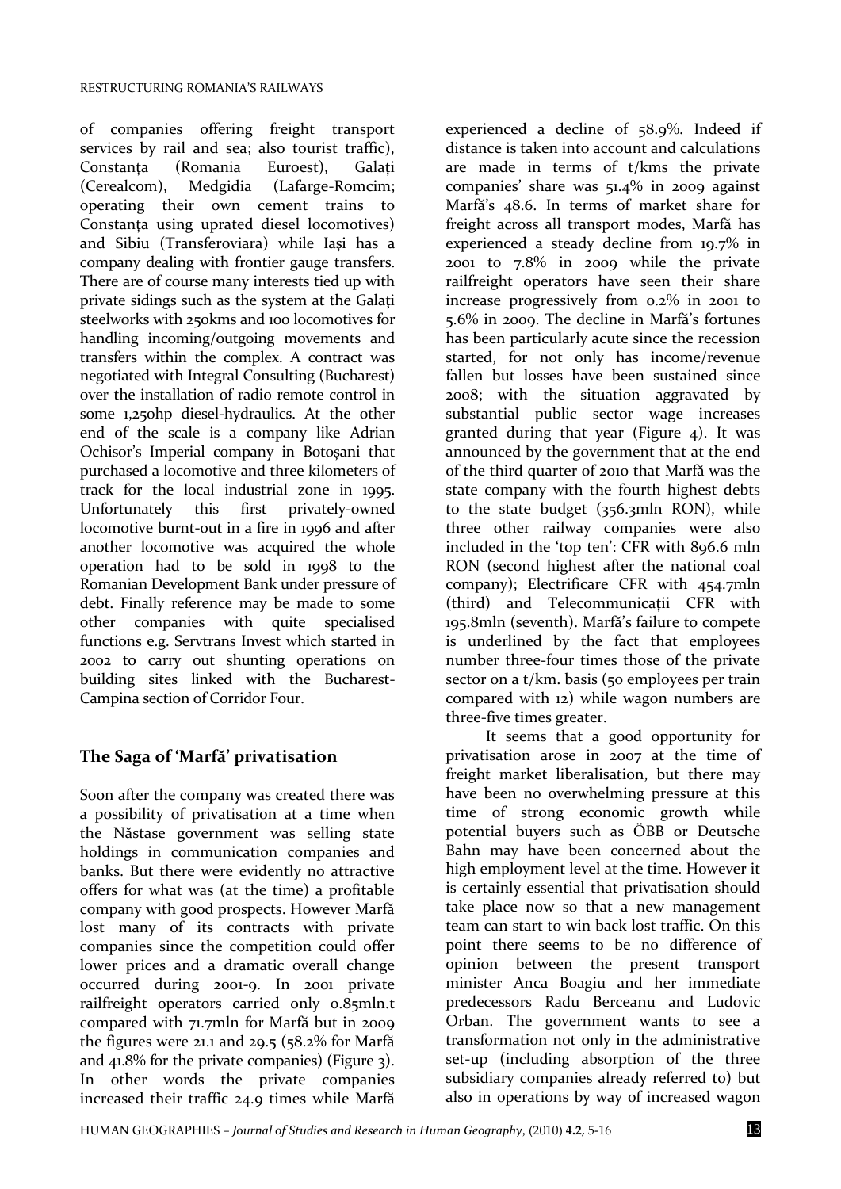of companies offering freight transport services by rail and sea; also tourist traffic), Constanța (Romania Euroest), Galați (Cerealcom), Medgidia (Lafarge-Romcim; operating their own cement trains to Constanța using uprated diesel locomotives) and Sibiu (Transferoviara) while Iași has a company dealing with frontier gauge transfers. There are of course many interests tied up with private sidings such as the system at the Galați steelworks with 250kms and 100 locomotives for handling incoming/outgoing movements and transfers within the complex. A contract was negotiated with Integral Consulting (Bucharest) over the installation of radio remote control in some 1,250hp diesel-hydraulics. At the other end of the scale is a company like Adrian Ochisor's Imperial company in Botoșani that purchased a locomotive and three kilometers of track for the local industrial zone in 1995. Unfortunately this first privately-owned locomotive burnt-out in a fire in 1996 and after another locomotive was acquired the whole operation had to be sold in 1998 to the Romanian Development Bank under pressure of debt. Finally reference may be made to some other companies with quite specialised functions e.g. Servtrans Invest which started in 2002 to carry out shunting operations on building sites linked with the Bucharest-Campina section of Corridor Four.

## The Saga of 'Marfă' privatisation

Soon after the company was created there was a possibility of privatisation at a time when the Năstase government was selling state holdings in communication companies and banks. But there were evidently no attractive offers for what was (at the time) a profitable company with good prospects. However Marfă lost many of its contracts with private companies since the competition could offer lower prices and a dramatic overall change occurred during 2001-9. In 2001 private railfreight operators carried only 0.85mln.t compared with 71.7mln for Marfă but in 2009 the figures were 21.1 and 29.5 (58.2% for Marfă and 41.8% for the private companies) (Figure 3). In other words the private companies increased their traffic 24.9 times while Marfă experienced a decline of 58.9%. Indeed if distance is taken into account and calculations are made in terms of t/kms the private companies' share was 51.4% in 2009 against Marfă's 48.6. In terms of market share for freight across all transport modes, Marfă has experienced a steady decline from 19.7% in 2001 to 7.8% in 2009 while the private railfreight operators have seen their share increase progressively from 0.2% in 2001 to 5.6% in 2009. The decline in Marfă's fortunes has been particularly acute since the recession started, for not only has income/revenue fallen but losses have been sustained since 2008; with the situation aggravated by substantial public sector wage increases granted during that year (Figure 4). It was announced by the government that at the end of the third quarter of 2010 that Marfă was the state company with the fourth highest debts to the state budget (356.3mln RON), while three other railway companies were also included in the 'top ten': CFR with 896.6 mln RON (second highest after the national coal company); Electrificare CFR with 454.7mln (third) and Telecommunicații CFR with 195.8mln (seventh). Marfă's failure to compete is underlined by the fact that employees number three-four times those of the private sector on a t/km. basis (50 employees per train compared with 12) while wagon numbers are three-five times greater.

It seems that a good opportunity for privatisation arose in 2007 at the time of freight market liberalisation, but there may have been no overwhelming pressure at this time of strong economic growth while potential buyers such as ÖBB or Deutsche Bahn may have been concerned about the high employment level at the time. However it is certainly essential that privatisation should take place now so that a new management team can start to win back lost traffic. On this point there seems to be no difference of opinion between the present transport minister Anca Boagiu and her immediate predecessors Radu Berceanu and Ludovic Orban. The government wants to see a transformation not only in the administrative set-up (including absorption of the three subsidiary companies already referred to) but also in operations by way of increased wagon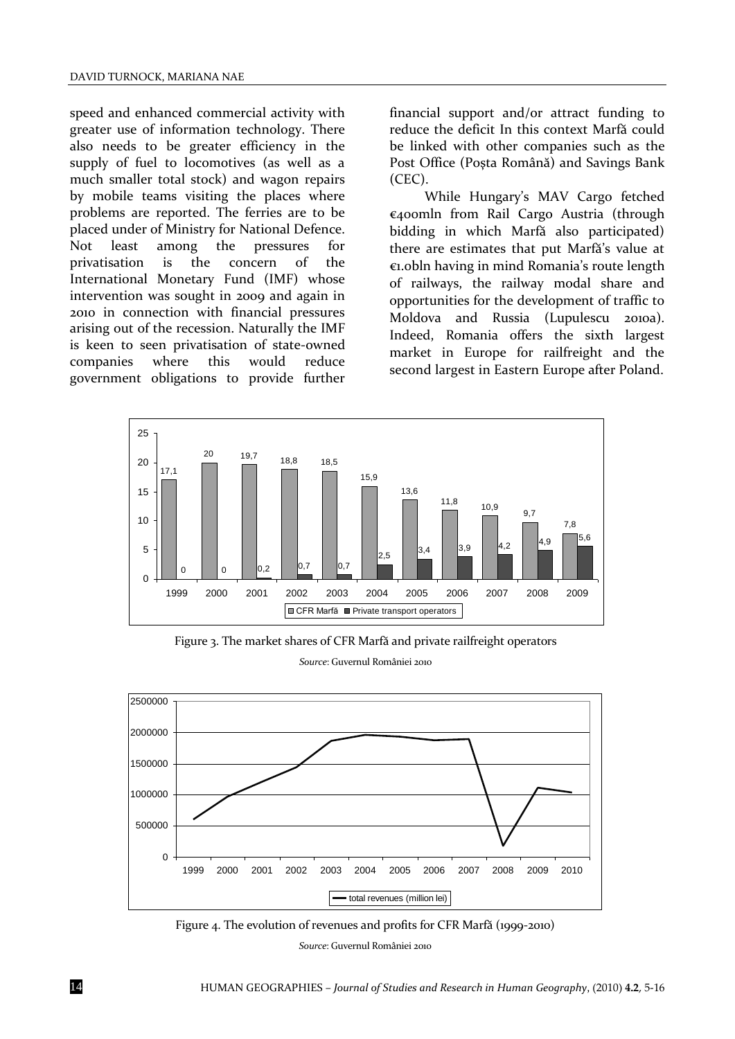speed and enhanced commercial activity with greater use of information technology. There also needs to be greater efficiency in the supply of fuel to locomotives (as well as a much smaller total stock) and wagon repairs by mobile teams visiting the places where problems are reported. The ferries are to be placed under of Ministry for National Defence. Not least among the pressures for privatisation is the concern of the International Monetary Fund (IMF) whose intervention was sought in 2009 and again in 2010 in connection with financial pressures arising out of the recession. Naturally the IMF is keen to seen privatisation of state-owned companies where this would reduce government obligations to provide further financial support and/or attract funding to reduce the deficit In this context Marfă could be linked with other companies such as the Post Office (Poșta Română) and Savings Bank (CEC).

While Hungary's MAV Cargo fetched €400mln from Rail Cargo Austria (through bidding in which Marfă also participated) there are estimates that put Marfă's value at €1.0bln having in mind Romania's route length of railways, the railway modal share and opportunities for the development of traffic to Moldova and Russia (Lupulescu 2010a). Indeed, Romania offers the sixth largest market in Europe for railfreight and the second largest in Eastern Europe after Poland.

| Year | CFR Marfă | Private transport operators |
|---|---|---|
| 1999 | 17,1 | 0 |
| 2000 | 20 | 0 |
| 2001 | 19,7 | 0,2 |
| 2002 | 18,8 | 0,7 |
| 2003 | 18,5 | 0,7 |
| 2004 | 15,9 | 2,5 |
| 2005 | 13,6 | 3,4 |
| 2006 | 11,8 | 3,9 |
| 2007 | 10,9 | 4,2 |
| 2008 | 9,7 | 4,9 |
| 2009 | 7,8 | 5,6 |

Figure 3. The market shares of CFR Marfă and private railfreight operators

*Source*: Guvernul României 2010

Figure 4. The evolution of revenues and profits for CFR Marfă (1999-2010)

*Source*: Guvernul României 2010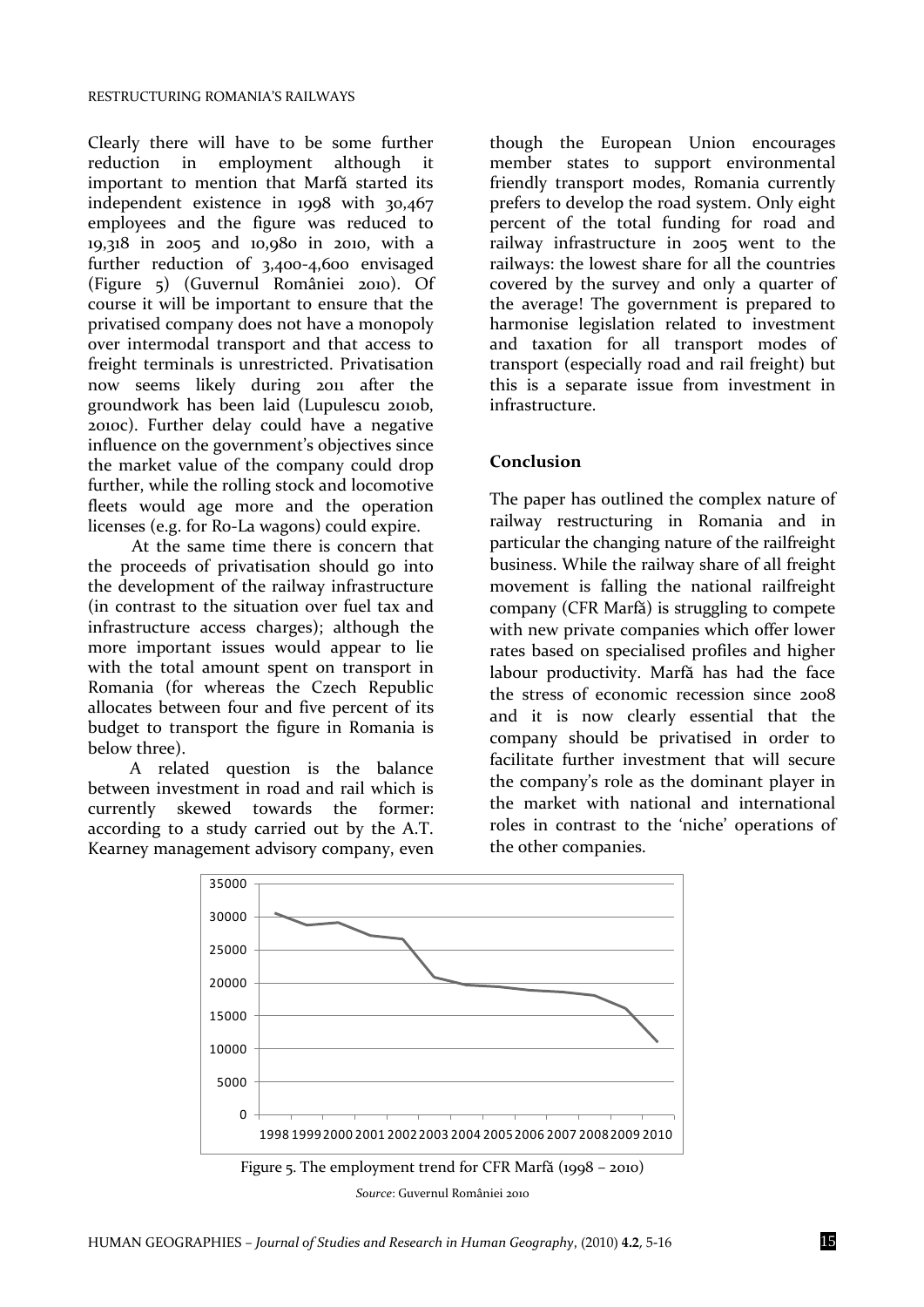Clearly there will have to be some further reduction in employment although it important to mention that Marfă started its independent existence in 1998 with 30,467 employees and the figure was reduced to 19,318 in 2005 and 10,980 in 2010, with a further reduction of 3,400-4,600 envisaged (Figure 5) (Guvernul României 2010). Of course it will be important to ensure that the privatised company does not have a monopoly over intermodal transport and that access to freight terminals is unrestricted. Privatisation now seems likely during 2011 after the groundwork has been laid (Lupulescu 2010b, 2010c). Further delay could have a negative influence on the government's objectives since the market value of the company could drop further, while the rolling stock and locomotive fleets would age more and the operation licenses (e.g. for Ro-La wagons) could expire.

At the same time there is concern that the proceeds of privatisation should go into the development of the railway infrastructure (in contrast to the situation over fuel tax and infrastructure access charges); although the more important issues would appear to lie with the total amount spent on transport in Romania (for whereas the Czech Republic allocates between four and five percent of its budget to transport the figure in Romania is below three).

A related question is the balance between investment in road and rail which is currently skewed towards the former: according to a study carried out by the A.T. Kearney management advisory company, even though the European Union encourages member states to support environmental friendly transport modes, Romania currently prefers to develop the road system. Only eight percent of the total funding for road and railway infrastructure in 2005 went to the railways: the lowest share for all the countries covered by the survey and only a quarter of the average! The government is prepared to harmonise legislation related to investment and taxation for all transport modes of transport (especially road and rail freight) but this is a separate issue from investment in infrastructure.

## Conclusion

The paper has outlined the complex nature of railway restructuring in Romania and in particular the changing nature of the railfreight business. While the railway share of all freight movement is falling the national railfreight company (CFR Marfă) is struggling to compete with new private companies which offer lower rates based on specialised profiles and higher labour productivity. Marfă has had the face the stress of economic recession since 2008 and it is now clearly essential that the company should be privatised in order to facilitate further investment that will secure the company's role as the dominant player in the market with national and international roles in contrast to the 'niche' operations of the other companies.

Figure 5. The employment trend for CFR Marfă (1998 – 2010)

*Source*: Guvernul României 2010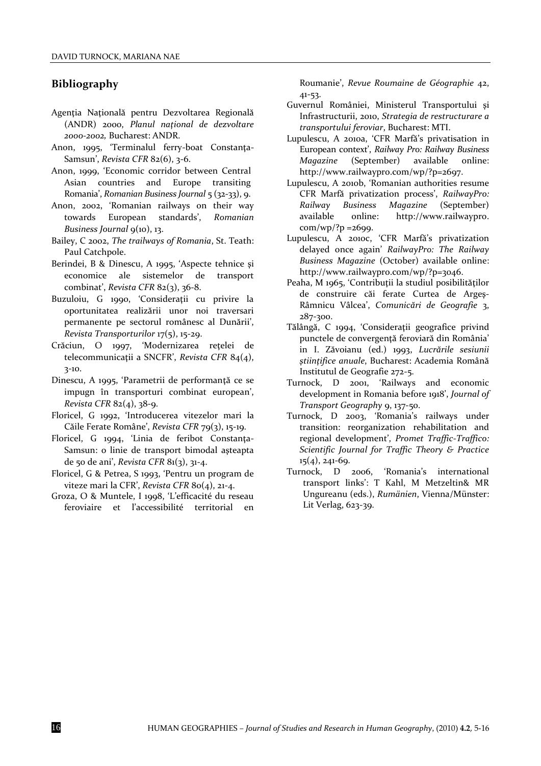## Bibliography

Agenția Națională pentru Dezvoltarea Regională (ANDR) 2000, *Planul național de dezvoltare 2000-2002,* Bucharest: ANDR.

Anon, 1995, 'Terminalul ferry-boat Constanța-Samsun', *Revista CFR* 82(6), 3-6.

Anon, 1999, 'Economic corridor between Central Asian countries and Europe transiting Romania', *Romanian Business Journal* 5 (32-33), 9.

Anon, 2002, 'Romanian railways on their way towards European standards', *Romanian Business Journal* 9(10), 13.

Bailey, C 2002, *The trailways of Romania*, St. Teath: Paul Catchpole.

Berindei, B & Dinescu, A 1995, 'Aspecte tehnice şi economice ale sistemelor de transport combinat', *Revista CFR* 82(3), 36-8.

Buzuloiu, G 1990, 'Considerații cu privire la oportunitatea realizării unor noi traversari permanente pe sectorul românesc al Dunării', *Revista Transporturilor* 17(5), 15-29.

Crăciun, O 1997, 'Modernizarea rețelei de telecommunicații a SNCFR', *Revista CFR* 84(4), 3-10.

Dinescu, A 1995, 'Parametrii de performanță ce se impugn în transporturi combinat european', *Revista CFR* 82(4), 38-9.

Floricel, G 1992, 'Introducerea vitezelor mari la Căile Ferate Române', *Revista CFR* 79(3), 15-19.

Floricel, G 1994, 'Linia de feribot Constanța-Samsun: o linie de transport bimodal aşteapta de 50 de ani', *Revista CFR* 81(3), 31-4.

Floricel, G & Petrea, S 1993, 'Pentru un program de viteze mari la CFR', *Revista CFR* 80(4), 21-4.

Groza, O & Muntele, I 1998, 'L'efficacité du reseau feroviaire et l'accessibilité territorial en Roumanie', *Revue Roumaine de Géographie* 42, 41-53.

Guvernul României, Ministerul Transportului şi Infrastructurii, 2010, *Strategia de restructurare a transportului feroviar*, Bucharest: MTI.

Lupulescu, A 2010a, 'CFR Marfă's privatisation in European context', *Railway Pro: Railway Business Magazine* (September) available online: http://www.railwaypro.com/wp/?p=2697.

Lupulescu, A 2010b, 'Romanian authorities resume CFR Marfă privatization process', *RailwayPro: Railway Business Magazine* (September) available online: http://www.railwaypro.com/wp/?p =2699.

Lupulescu, A 2010c, 'CFR Marfă's privatization delayed once again' *RailwayPro: The Railway Business Magazine* (October) available online: http://www.railwaypro.com/wp/?p=3046.

Peaha, M 1965, 'Contribuții la studiul posibilităților de construire căi ferate Curtea de Argeş-Râmnicu Vâlcea', *Comunicări de Geografie* 3, 287-300.

Tălângă, C 1994, 'Considerații geografice privind punctele de convergență feroviară din România' in I. Zăvoianu (ed.) 1993, *Lucrările sesiunii ştiințifice anuale*, Bucharest: Academia Română Institutul de Geografie 272-5.

Turnock, D 2001, 'Railways and economic development in Romania before 1918', *Journal of Transport Geography* 9, 137-50.

Turnock, D 2003, 'Romania's railways under transition: reorganization rehabilitation and regional development', *Promet Traffic-Traffico: Scientific Journal for Traffic Theory & Practice* 15(4), 241-69.

Turnock, D 2006, 'Romania's international transport links': T Kahl, M Metzeltin& MR Ungureanu (eds.), *Rumänien*, Vienna/Münster: Lit Verlag, 623-39.